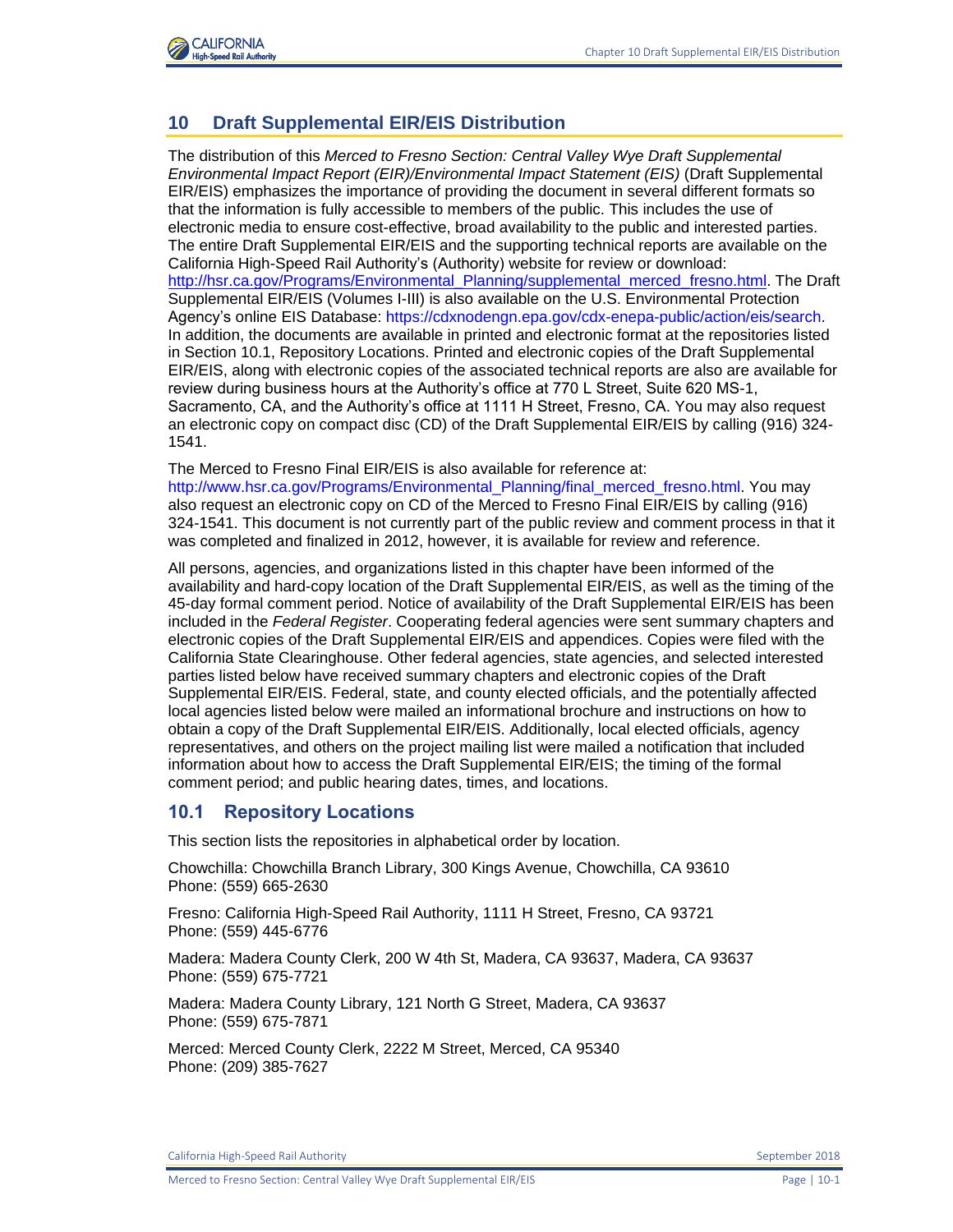# 10 Draft Supplemental EIR/EIS Distribution

The distribution of this *Merced to Fresno Section: Central Valley Wye Draft Supplemental Environmental Impact Report (EIR)/Environmental Impact Statement (EIS)* (Draft Supplemental EIR/EIS) emphasizes the importance of providing the document in several different formats so that the information is fully accessible to members of the public. This includes the use of electronic media to ensure cost-effective, broad availability to the public and interested parties. The entire Draft Supplemental EIR/EIS and the supporting technical reports are available on the California High-Speed Rail Authority's (Authority) website for review or download: http://hsr.ca.gov/Programs/Environmental_Planning/supplemental_merced_fresno.html. The Draft Supplemental EIR/EIS (Volumes I-III) is also available on the U.S. Environmental Protection Agency's online EIS Database: https://cdxnodengn.epa.gov/cdx-enepa-public/action/eis/search. In addition, the documents are available in printed and electronic format at the repositories listed in Section 10.1, Repository Locations. Printed and electronic copies of the Draft Supplemental EIR/EIS, along with electronic copies of the associated technical reports are also available for review during business hours at the Authority's office at 770 L Street, Suite 620 MS-1, Sacramento, CA, and the Authority's office at 1111 H Street, Fresno, CA. You may also request an electronic copy on compact disc (CD) of the Draft Supplemental EIR/EIS by calling (916) 324-1541.

The Merced to Fresno Final EIR/EIS is also available for reference at: http://www.hsr.ca.gov/Programs/Environmental_Planning/final_merced_fresno.html. You may also request an electronic copy on CD of the Merced to Fresno Final EIR/EIS by calling (916) 324-1541. This document is not currently part of the public review and comment process in that it was completed and finalized in 2012, however, it is available for review and reference.

All persons, agencies, and organizations listed in this chapter have been informed of the availability and hard-copy location of the Draft Supplemental EIR/EIS, as well as the timing of the 45-day formal comment period. Notice of availability of the Draft Supplemental EIR/EIS has been included in the *Federal Register*. Cooperating federal agencies were sent summary chapters and electronic copies of the Draft Supplemental EIR/EIS and appendices. Copies were filed with the California State Clearinghouse. Other federal agencies, state agencies, and selected interested parties listed below have received summary chapters and electronic copies of the Draft Supplemental EIR/EIS. Federal, state, and county elected officials, and the potentially affected local agencies listed below were mailed an informational brochure and instructions on how to obtain a copy of the Draft Supplemental EIR/EIS. Additionally, local elected officials, agency representatives, and others on the project mailing list were mailed a notification that included information about how to access the Draft Supplemental EIR/EIS; the timing of the formal comment period; and public hearing dates, times, and locations.

## 10.1 Repository Locations

This section lists the repositories in alphabetical order by location.

Chowchilla: Chowchilla Branch Library, 300 Kings Avenue, Chowchilla, CA 93610
Phone: (559) 665-2630

Fresno: California High-Speed Rail Authority, 1111 H Street, Fresno, CA 93721
Phone: (559) 445-6776

Madera: Madera County Clerk, 200 W 4th St, Madera, CA 93637, Madera, CA 93637
Phone: (559) 675-7721

Madera: Madera County Library, 121 North G Street, Madera, CA 93637
Phone: (559) 675-7871

Merced: Merced County Clerk, 2222 M Street, Merced, CA 95340
Phone: (209) 385-7627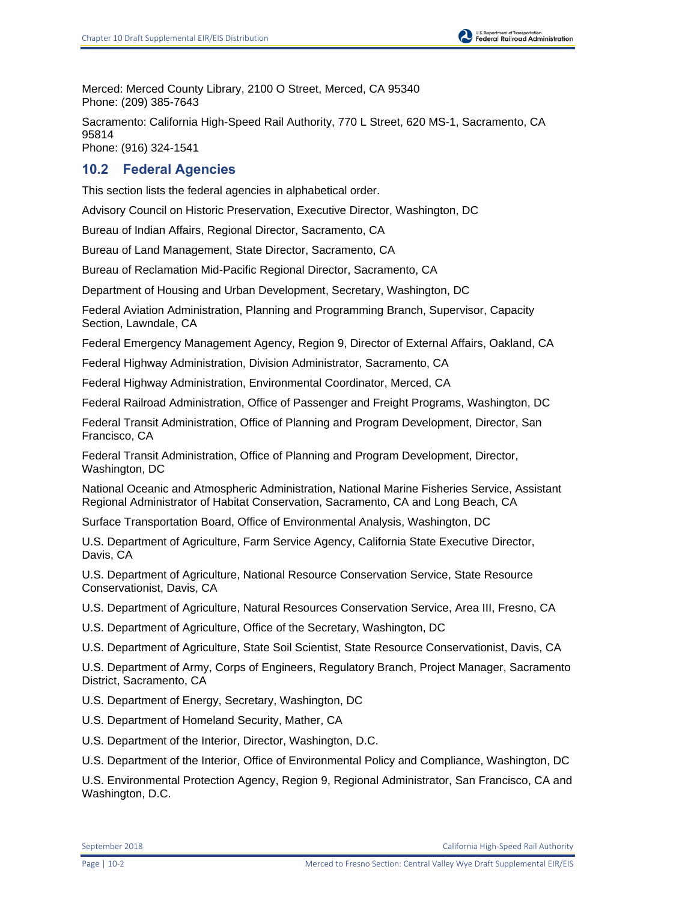Merced: Merced County Library, 2100 O Street, Merced, CA 95340
Phone: (209) 385-7643

Sacramento: California High-Speed Rail Authority, 770 L Street, 620 MS-1, Sacramento, CA 95814
Phone: (916) 324-1541

## 10.2 Federal Agencies

This section lists the federal agencies in alphabetical order.

Advisory Council on Historic Preservation, Executive Director, Washington, DC

Bureau of Indian Affairs, Regional Director, Sacramento, CA

Bureau of Land Management, State Director, Sacramento, CA

Bureau of Reclamation Mid-Pacific Regional Director, Sacramento, CA

Department of Housing and Urban Development, Secretary, Washington, DC

Federal Aviation Administration, Planning and Programming Branch, Supervisor, Capacity Section, Lawndale, CA

Federal Emergency Management Agency, Region 9, Director of External Affairs, Oakland, CA

Federal Highway Administration, Division Administrator, Sacramento, CA

Federal Highway Administration, Environmental Coordinator, Merced, CA

Federal Railroad Administration, Office of Passenger and Freight Programs, Washington, DC

Federal Transit Administration, Office of Planning and Program Development, Director, San Francisco, CA

Federal Transit Administration, Office of Planning and Program Development, Director, Washington, DC

National Oceanic and Atmospheric Administration, National Marine Fisheries Service, Assistant Regional Administrator of Habitat Conservation, Sacramento, CA and Long Beach, CA

Surface Transportation Board, Office of Environmental Analysis, Washington, DC

U.S. Department of Agriculture, Farm Service Agency, California State Executive Director, Davis, CA

U.S. Department of Agriculture, National Resource Conservation Service, State Resource Conservationist, Davis, CA

U.S. Department of Agriculture, Natural Resources Conservation Service, Area III, Fresno, CA

U.S. Department of Agriculture, Office of the Secretary, Washington, DC

U.S. Department of Agriculture, State Soil Scientist, State Resource Conservationist, Davis, CA

U.S. Department of Army, Corps of Engineers, Regulatory Branch, Project Manager, Sacramento District, Sacramento, CA

U.S. Department of Energy, Secretary, Washington, DC

U.S. Department of Homeland Security, Mather, CA

U.S. Department of the Interior, Director, Washington, D.C.

U.S. Department of the Interior, Office of Environmental Policy and Compliance, Washington, DC

U.S. Environmental Protection Agency, Region 9, Regional Administrator, San Francisco, CA and Washington, D.C.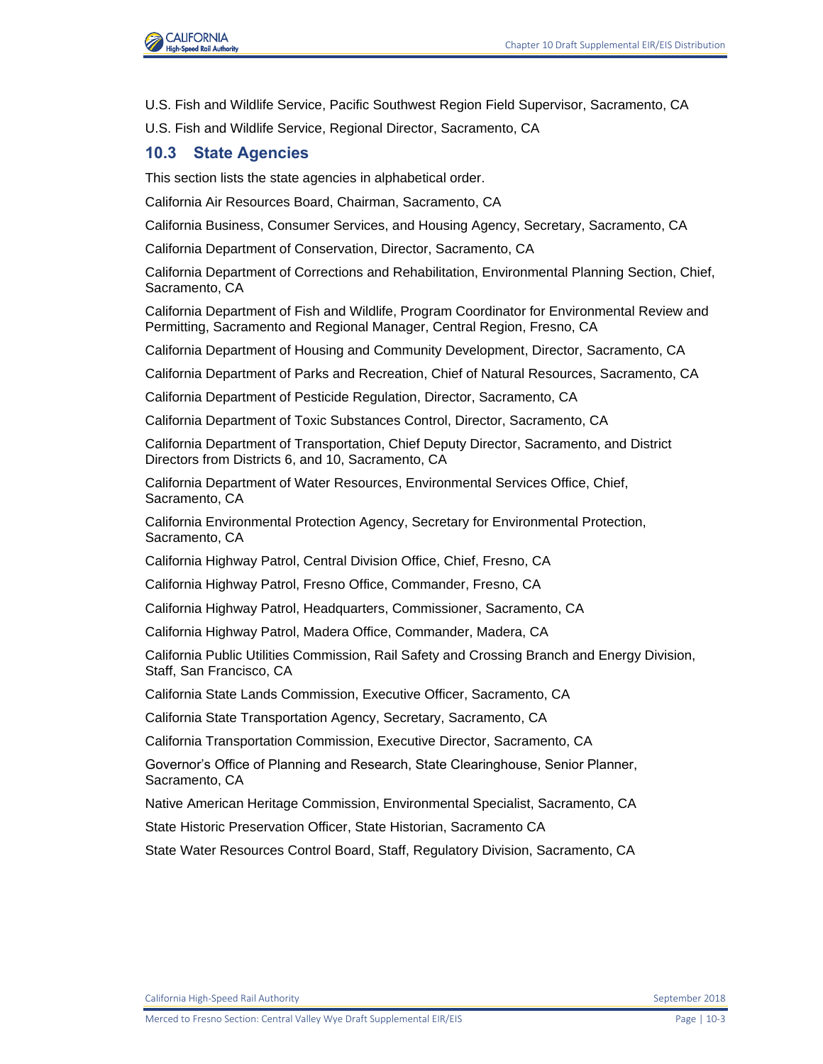U.S. Fish and Wildlife Service, Pacific Southwest Region Field Supervisor, Sacramento, CA

U.S. Fish and Wildlife Service, Regional Director, Sacramento, CA

## 10.3 State Agencies

This section lists the state agencies in alphabetical order.

California Air Resources Board, Chairman, Sacramento, CA

California Business, Consumer Services, and Housing Agency, Secretary, Sacramento, CA

California Department of Conservation, Director, Sacramento, CA

California Department of Corrections and Rehabilitation, Environmental Planning Section, Chief, Sacramento, CA

California Department of Fish and Wildlife, Program Coordinator for Environmental Review and Permitting, Sacramento and Regional Manager, Central Region, Fresno, CA

California Department of Housing and Community Development, Director, Sacramento, CA

California Department of Parks and Recreation, Chief of Natural Resources, Sacramento, CA

California Department of Pesticide Regulation, Director, Sacramento, CA

California Department of Toxic Substances Control, Director, Sacramento, CA

California Department of Transportation, Chief Deputy Director, Sacramento, and District Directors from Districts 6, and 10, Sacramento, CA

California Department of Water Resources, Environmental Services Office, Chief, Sacramento, CA

California Environmental Protection Agency, Secretary for Environmental Protection, Sacramento, CA

California Highway Patrol, Central Division Office, Chief, Fresno, CA

California Highway Patrol, Fresno Office, Commander, Fresno, CA

California Highway Patrol, Headquarters, Commissioner, Sacramento, CA

California Highway Patrol, Madera Office, Commander, Madera, CA

California Public Utilities Commission, Rail Safety and Crossing Branch and Energy Division, Staff, San Francisco, CA

California State Lands Commission, Executive Officer, Sacramento, CA

California State Transportation Agency, Secretary, Sacramento, CA

California Transportation Commission, Executive Director, Sacramento, CA

Governor's Office of Planning and Research, State Clearinghouse, Senior Planner, Sacramento, CA

Native American Heritage Commission, Environmental Specialist, Sacramento, CA

State Historic Preservation Officer, State Historian, Sacramento CA

State Water Resources Control Board, Staff, Regulatory Division, Sacramento, CA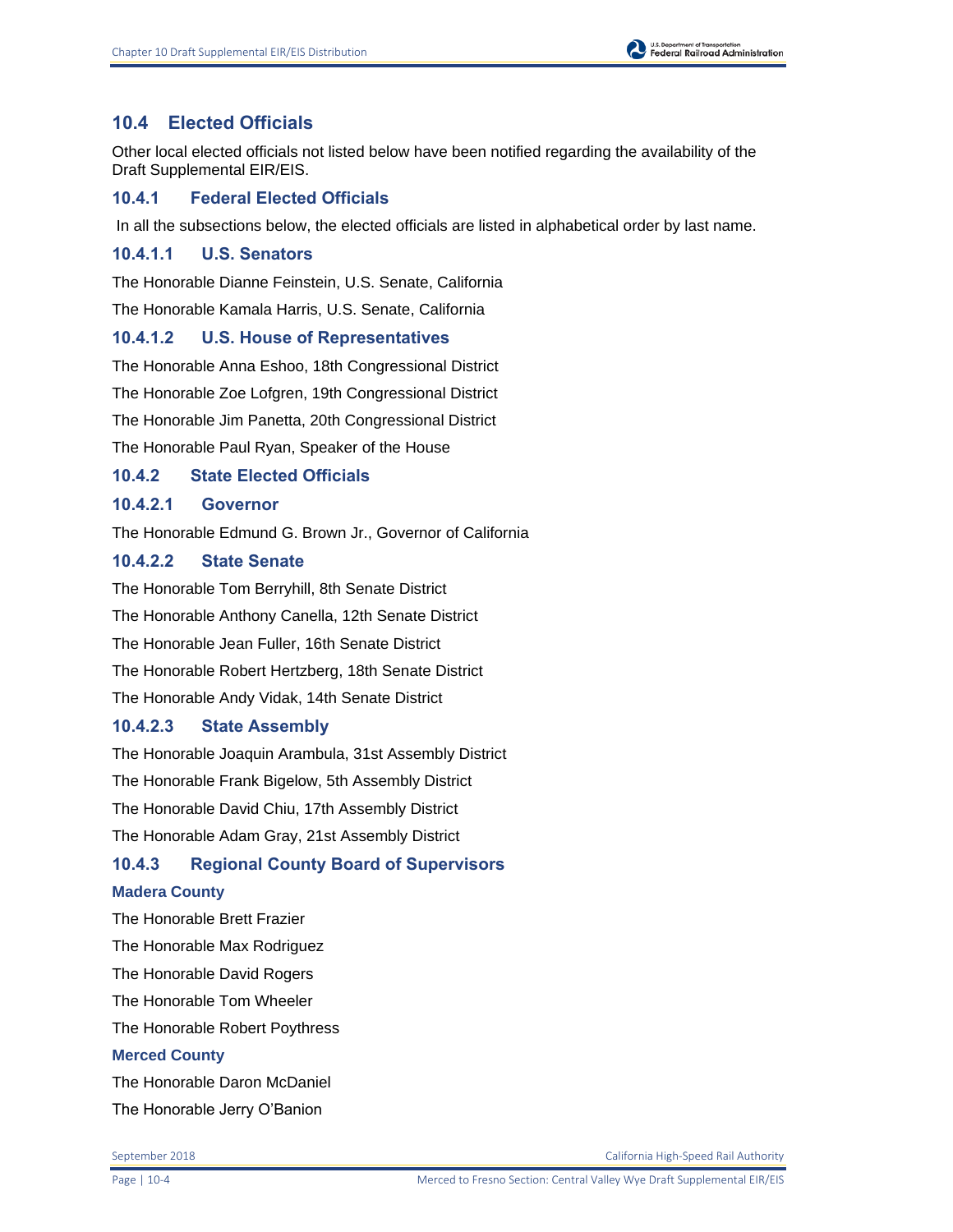## 10.4 Elected Officials

Other local elected officials not listed below have been notified regarding the availability of the Draft Supplemental EIR/EIS.

### 10.4.1 Federal Elected Officials

In all the subsections below, the elected officials are listed in alphabetical order by last name.

#### 10.4.1.1 U.S. Senators

The Honorable Dianne Feinstein, U.S. Senate, California

The Honorable Kamala Harris, U.S. Senate, California

#### 10.4.1.2 U.S. House of Representatives

The Honorable Anna Eshoo, 18th Congressional District

The Honorable Zoe Lofgren, 19th Congressional District

The Honorable Jim Panetta, 20th Congressional District

The Honorable Paul Ryan, Speaker of the House

### 10.4.2 State Elected Officials

#### 10.4.2.1 Governor

The Honorable Edmund G. Brown Jr., Governor of California

#### 10.4.2.2 State Senate

The Honorable Tom Berryhill, 8th Senate District

The Honorable Anthony Canella, 12th Senate District

The Honorable Jean Fuller, 16th Senate District

The Honorable Robert Hertzberg, 18th Senate District

The Honorable Andy Vidak, 14th Senate District

#### 10.4.2.3 State Assembly

The Honorable Joaquin Arambula, 31st Assembly District

The Honorable Frank Bigelow, 5th Assembly District

The Honorable David Chiu, 17th Assembly District

The Honorable Adam Gray, 21st Assembly District

### 10.4.3 Regional County Board of Supervisors

**Madera County**

The Honorable Brett Frazier

The Honorable Max Rodriguez

The Honorable David Rogers

The Honorable Tom Wheeler

The Honorable Robert Poythress

**Merced County**

The Honorable Daron McDaniel

The Honorable Jerry O'Banion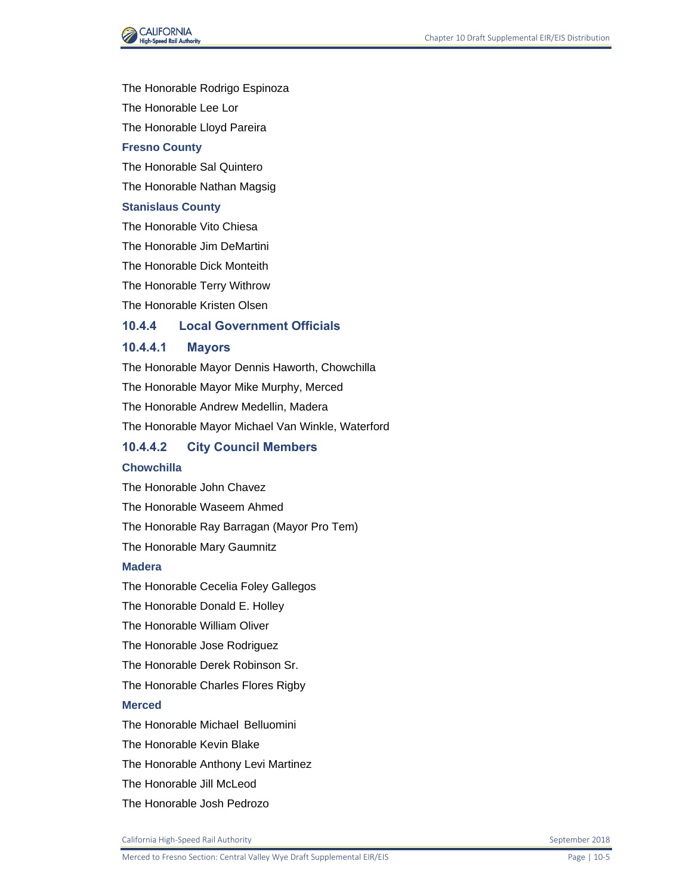The Honorable Rodrigo Espinoza

The Honorable Lee Lor

The Honorable Lloyd Pareira

**Fresno County**

The Honorable Sal Quintero

The Honorable Nathan Magsig

**Stanislaus County**

The Honorable Vito Chiesa

The Honorable Jim DeMartini

The Honorable Dick Monteith

The Honorable Terry Withrow

The Honorable Kristen Olsen

### 10.4.4 Local Government Officials

#### 10.4.4.1 Mayors

The Honorable Mayor Dennis Haworth, Chowchilla

The Honorable Mayor Mike Murphy, Merced

The Honorable Andrew Medellin, Madera

The Honorable Mayor Michael Van Winkle, Waterford

#### 10.4.4.2 City Council Members

**Chowchilla**

The Honorable John Chavez

The Honorable Waseem Ahmed

The Honorable Ray Barragan (Mayor Pro Tem)

The Honorable Mary Gaumnitz

**Madera**

The Honorable Cecelia Foley Gallegos

The Honorable Donald E. Holley

The Honorable William Oliver

The Honorable Jose Rodriguez

The Honorable Derek Robinson Sr.

The Honorable Charles Flores Rigby

**Merced**

The Honorable Michael Belluomini

The Honorable Kevin Blake

The Honorable Anthony Levi Martinez

The Honorable Jill McLeod

The Honorable Josh Pedrozo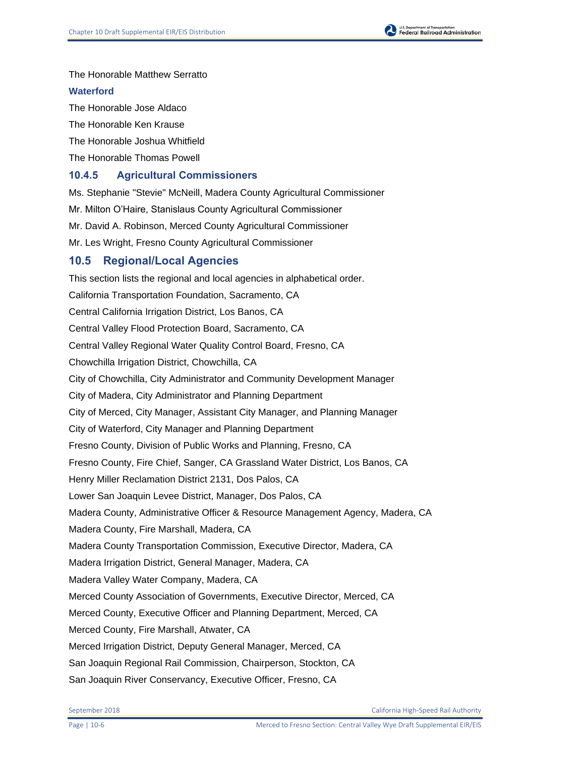The Honorable Matthew Serratto

### Waterford

The Honorable Jose Aldaco

The Honorable Ken Krause

The Honorable Joshua Whitfield

The Honorable Thomas Powell

### 10.4.5 Agricultural Commissioners

Ms. Stephanie "Stevie" McNeill, Madera County Agricultural Commissioner

Mr. Milton O'Haire, Stanislaus County Agricultural Commissioner

Mr. David A. Robinson, Merced County Agricultural Commissioner

Mr. Les Wright, Fresno County Agricultural Commissioner

## 10.5 Regional/Local Agencies

This section lists the regional and local agencies in alphabetical order.

California Transportation Foundation, Sacramento, CA

Central California Irrigation District, Los Banos, CA

Central Valley Flood Protection Board, Sacramento, CA

Central Valley Regional Water Quality Control Board, Fresno, CA

Chowchilla Irrigation District, Chowchilla, CA

City of Chowchilla, City Administrator and Community Development Manager

City of Madera, City Administrator and Planning Department

City of Merced, City Manager, Assistant City Manager, and Planning Manager

City of Waterford, City Manager and Planning Department

Fresno County, Division of Public Works and Planning, Fresno, CA

Fresno County, Fire Chief, Sanger, CA Grassland Water District, Los Banos, CA

Henry Miller Reclamation District 2131, Dos Palos, CA

Lower San Joaquin Levee District, Manager, Dos Palos, CA

Madera County, Administrative Officer & Resource Management Agency, Madera, CA

Madera County, Fire Marshall, Madera, CA

Madera County Transportation Commission, Executive Director, Madera, CA

Madera Irrigation District, General Manager, Madera, CA

Madera Valley Water Company, Madera, CA

Merced County Association of Governments, Executive Director, Merced, CA

Merced County, Executive Officer and Planning Department, Merced, CA

Merced County, Fire Marshall, Atwater, CA

Merced Irrigation District, Deputy General Manager, Merced, CA

San Joaquin Regional Rail Commission, Chairperson, Stockton, CA

San Joaquin River Conservancy, Executive Officer, Fresno, CA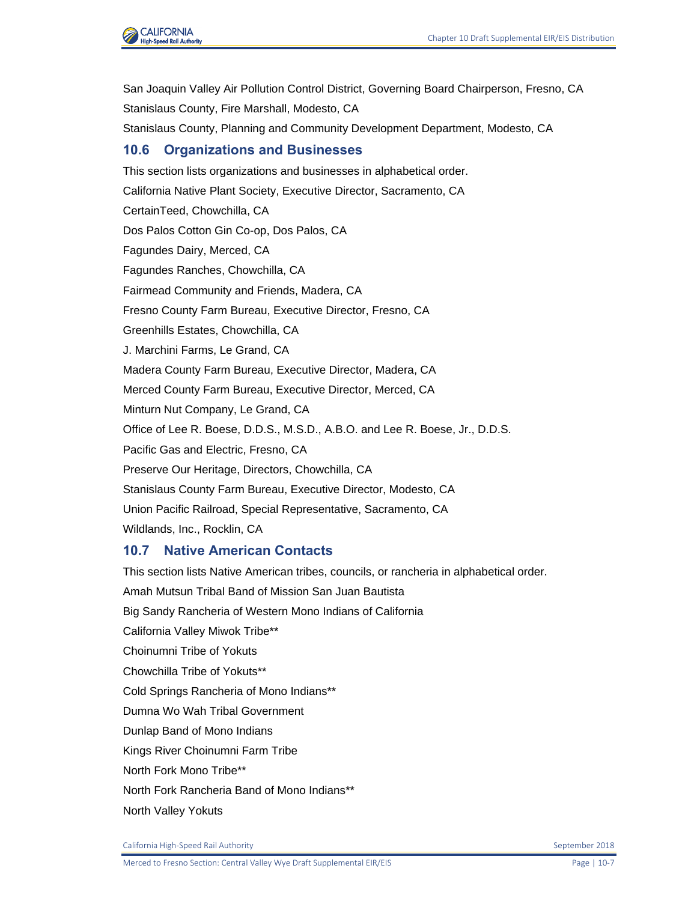San Joaquin Valley Air Pollution Control District, Governing Board Chairperson, Fresno, CA

Stanislaus County, Fire Marshall, Modesto, CA

Stanislaus County, Planning and Community Development Department, Modesto, CA

## 10.6 Organizations and Businesses

This section lists organizations and businesses in alphabetical order.

California Native Plant Society, Executive Director, Sacramento, CA

CertainTeed, Chowchilla, CA

Dos Palos Cotton Gin Co-op, Dos Palos, CA

Fagundes Dairy, Merced, CA

Fagundes Ranches, Chowchilla, CA

Fairmead Community and Friends, Madera, CA

Fresno County Farm Bureau, Executive Director, Fresno, CA

Greenhills Estates, Chowchilla, CA

J. Marchini Farms, Le Grand, CA

Madera County Farm Bureau, Executive Director, Madera, CA

Merced County Farm Bureau, Executive Director, Merced, CA

Minturn Nut Company, Le Grand, CA

Office of Lee R. Boese, D.D.S., M.S.D., A.B.O. and Lee R. Boese, Jr., D.D.S.

Pacific Gas and Electric, Fresno, CA

Preserve Our Heritage, Directors, Chowchilla, CA

Stanislaus County Farm Bureau, Executive Director, Modesto, CA

Union Pacific Railroad, Special Representative, Sacramento, CA

Wildlands, Inc., Rocklin, CA

## 10.7 Native American Contacts

This section lists Native American tribes, councils, or rancheria in alphabetical order.

Amah Mutsun Tribal Band of Mission San Juan Bautista

Big Sandy Rancheria of Western Mono Indians of California

California Valley Miwok Tribe**

Choinumni Tribe of Yokuts

Chowchilla Tribe of Yokuts**

Cold Springs Rancheria of Mono Indians**

Dumna Wo Wah Tribal Government

Dunlap Band of Mono Indians

Kings River Choinumni Farm Tribe

North Fork Mono Tribe**

North Fork Rancheria Band of Mono Indians**

North Valley Yokuts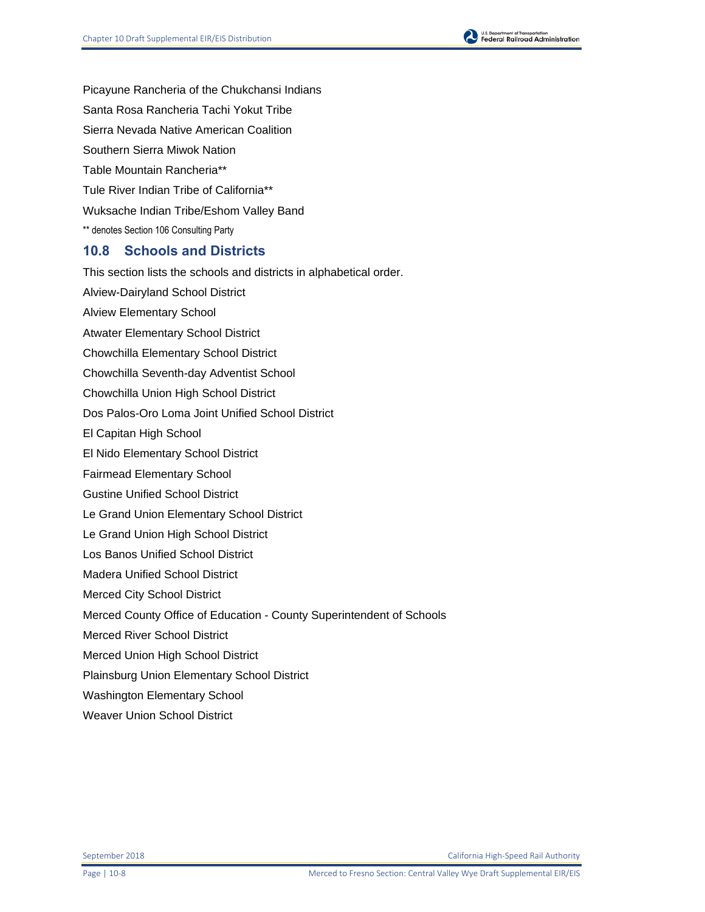Picayune Rancheria of the Chukchansi Indians

Santa Rosa Rancheria Tachi Yokut Tribe

Sierra Nevada Native American Coalition

Southern Sierra Miwok Nation

Table Mountain Rancheria**

Tule River Indian Tribe of California**

Wuksache Indian Tribe/Eshom Valley Band

** denotes Section 106 Consulting Party

## 10.8 Schools and Districts

This section lists the schools and districts in alphabetical order.

Alview-Dairyland School District

Alview Elementary School

Atwater Elementary School District

Chowchilla Elementary School District

Chowchilla Seventh-day Adventist School

Chowchilla Union High School District

Dos Palos-Oro Loma Joint Unified School District

El Capitan High School

El Nido Elementary School District

Fairmead Elementary School

Gustine Unified School District

Le Grand Union Elementary School District

Le Grand Union High School District

Los Banos Unified School District

Madera Unified School District

Merced City School District

Merced County Office of Education - County Superintendent of Schools

Merced River School District

Merced Union High School District

Plainsburg Union Elementary School District

Washington Elementary School

Weaver Union School District